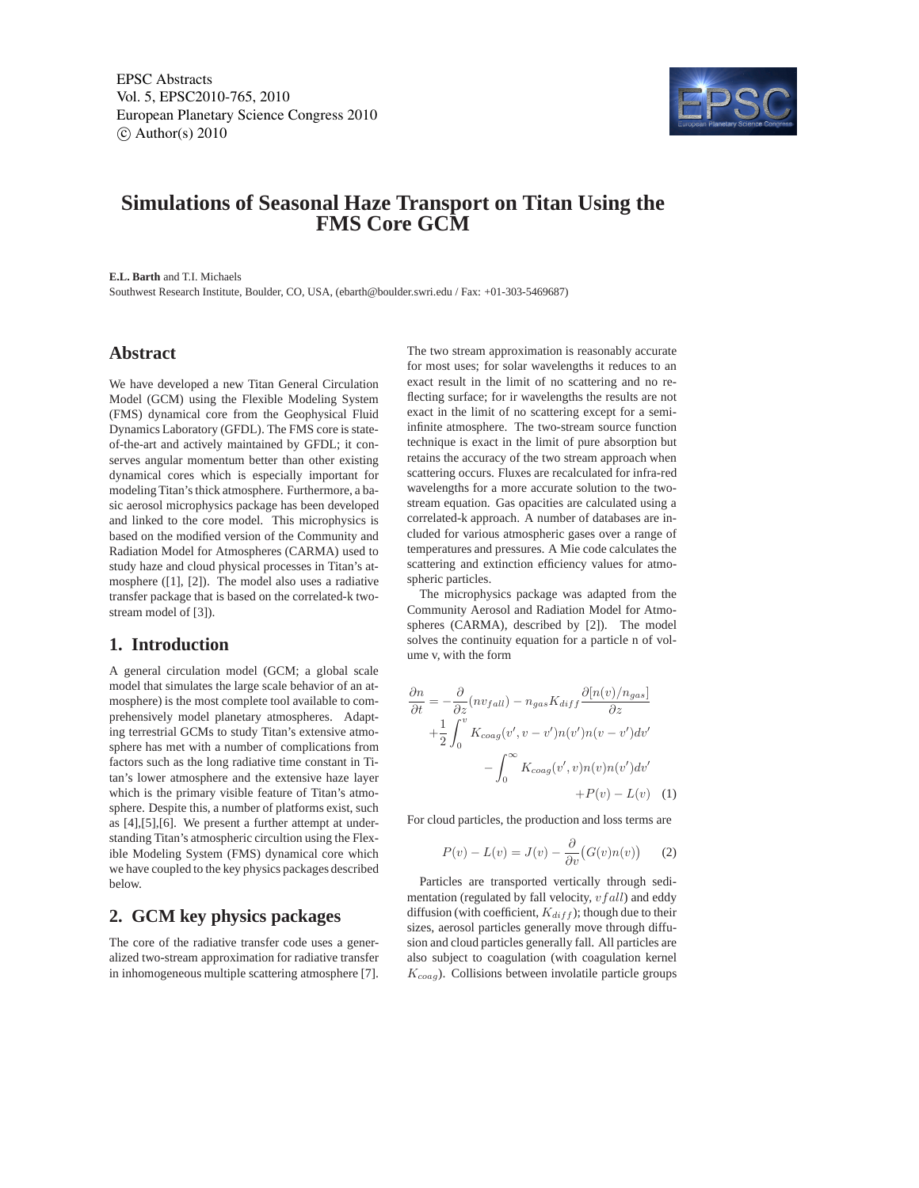# Simulations of Seasonal Haze Transport on Titan Using the FMS Core GCM

**E.L. Barth** and T.I. Michaels

Southwest Research Institute, Boulder, CO, USA, (ebarth@boulder.swri.edu / Fax: +01-303-5469687)

## Abstract

We have developed a new Titan General Circulation Model (GCM) using the Flexible Modeling System (FMS) dynamical core from the Geophysical Fluid Dynamics Laboratory (GFDL). The FMS core is state-of-the-art and actively maintained by GFDL; it conserves angular momentum better than other existing dynamical cores which is especially important for modeling Titan's thick atmosphere. Furthermore, a basic aerosol microphysics package has been developed and linked to the core model. This microphysics is based on the modified version of the Community and Radiation Model for Atmospheres (CARMA) used to study haze and cloud physical processes in Titan's atmosphere ([1], [2]). The model also uses a radiative transfer package that is based on the correlated-k two-stream model of [3]).

## 1. Introduction

A general circulation model (GCM; a global scale model that simulates the large scale behavior of an atmosphere) is the most complete tool available to comprehensively model planetary atmospheres. Adapting terrestrial GCMs to study Titan's extensive atmosphere has met with a number of complications from factors such as the long radiative time constant in Titan's lower atmosphere and the extensive haze layer which is the primary visible feature of Titan's atmosphere. Despite this, a number of platforms exist, such as [4],[5],[6]. We present a further attempt at understanding Titan's atmospheric circultion using the Flexible Modeling System (FMS) dynamical core which we have coupled to the key physics packages described below.

## 2. GCM key physics packages

The core of the radiative transfer code uses a generalized two-stream approximation for radiative transfer in inhomogeneous multiple scattering atmosphere [7]. The two stream approximation is reasonably accurate for most uses; for solar wavelengths it reduces to an exact result in the limit of no scattering and no reflecting surface; for ir wavelengths the results are not exact in the limit of no scattering except for a semi-infinite atmosphere. The two-stream source function technique is exact in the limit of pure absorption but retains the accuracy of the two stream approach when scattering occurs. Fluxes are recalculated for infra-red wavelengths for a more accurate solution to the two-stream equation. Gas opacities are calculated using a correlated-k approach. A number of databases are included for various atmospheric gases over a range of temperatures and pressures. A Mie code calculates the scattering and extinction efficiency values for atmospheric particles.

The microphysics package was adapted from the Community Aerosol and Radiation Model for Atmospheres (CARMA), described by [2]). The model solves the continuity equation for a particle n of volume v, with the form

$$\frac{\partial n}{\partial t} = -\frac{\partial}{\partial z}(n v_{fall}) - n_{gas} K_{diff} \frac{\partial [n(v)/n_{gas}]}{\partial z} + \frac{1}{2}\int_0^v K_{coag}(v', v-v') n(v') n(v-v') dv' - \int_0^\infty K_{coag}(v', v) n(v) n(v') dv' + P(v) - L(v) \quad (1)$$

For cloud particles, the production and loss terms are

$$P(v) - L(v) = J(v) - \frac{\partial}{\partial v}\big(G(v)n(v)\big) \quad (2)$$

Particles are transported vertically through sedimentation (regulated by fall velocity, $vfall$) and eddy diffusion (with coefficient, $K_{diff}$); though due to their sizes, aerosol particles generally move through diffusion and cloud particles generally fall. All particles are also subject to coagulation (with coagulation kernel $K_{coag}$). Collisions between involatile particle groups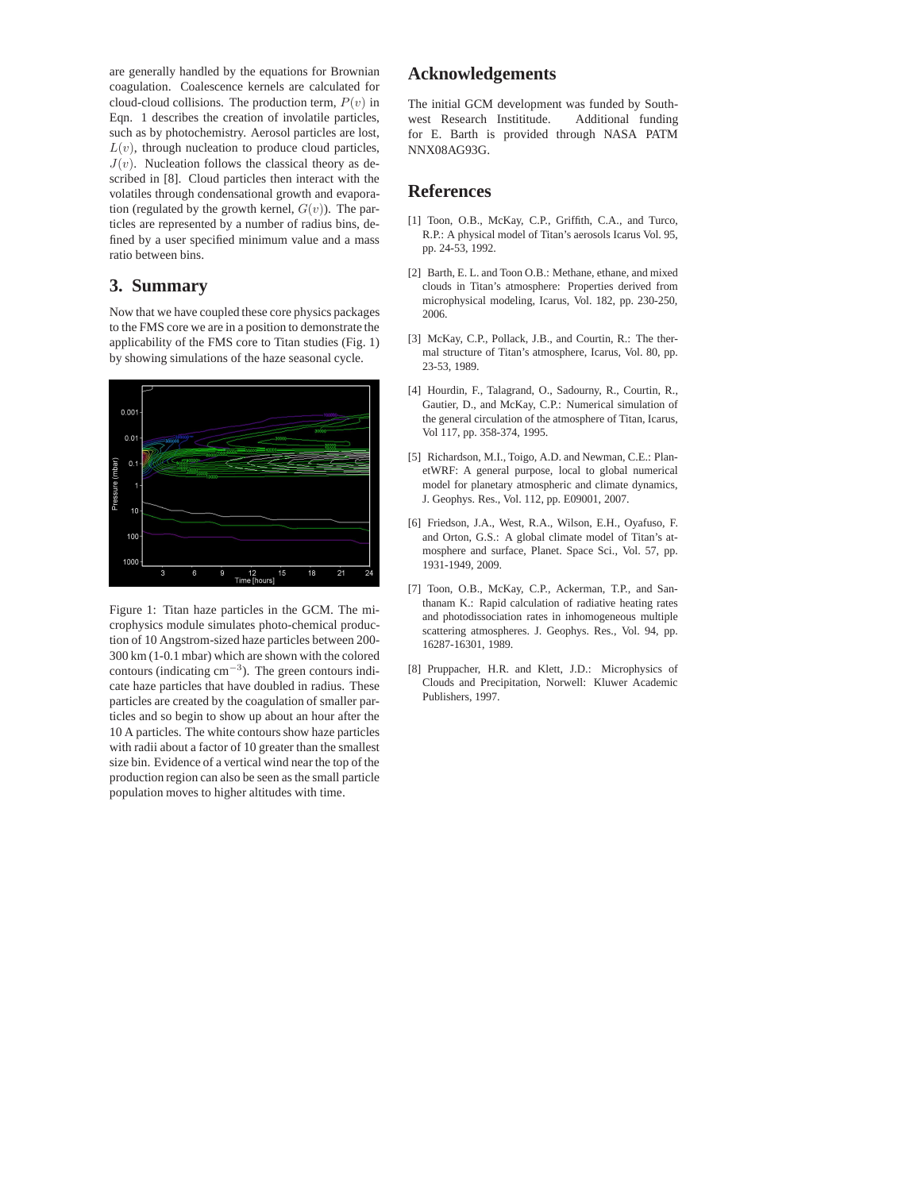are generally handled by the equations for Brownian coagulation. Coalescence kernels are calculated for cloud-cloud collisions. The production term, $P(v)$ in Eqn. 1 describes the creation of involatile particles, such as by photochemistry. Aerosol particles are lost, $L(v)$, through nucleation to produce cloud particles, $J(v)$. Nucleation follows the classical theory as described in [8]. Cloud particles then interact with the volatiles through condensational growth and evaporation (regulated by the growth kernel, $G(v)$). The particles are represented by a number of radius bins, defined by a user specified minimum value and a mass ratio between bins.

## 3. Summary

Now that we have coupled these core physics packages to the FMS core we are in a position to demonstrate the applicability of the FMS core to Titan studies (Fig. 1) by showing simulations of the haze seasonal cycle.

0.001
0.01
0.1
1
10
100
1000
Pressure (mbar)
3 6 9 12 15 18 21 24
Time [hours]

Figure 1: Titan haze particles in the GCM. The microphysics module simulates photo-chemical production of 10 Angstrom-sized haze particles between 200-300 km (1-0.1 mbar) which are shown with the colored contours (indicating cm$^{-3}$). The green contours indicate haze particles that have doubled in radius. These particles are created by the coagulation of smaller particles and so begin to show up about an hour after the 10 A particles. The white contours show haze particles with radii about a factor of 10 greater than the smallest size bin. Evidence of a vertical wind near the top of the production region can also be seen as the small particle population moves to higher altitudes with time.

## Acknowledgements

The initial GCM development was funded by Southwest Research Instittude. Additional funding for E. Barth is provided through NASA PATM NNX08AG93G.

## References

[1] Toon, O.B., McKay, C.P., Griffith, C.A., and Turco, R.P.: A physical model of Titan's aerosols Icarus Vol. 95, pp. 24-53, 1992.

[2] Barth, E. L. and Toon O.B.: Methane, ethane, and mixed clouds in Titan's atmosphere: Properties derived from microphysical modeling, Icarus, Vol. 182, pp. 230-250, 2006.

[3] McKay, C.P., Pollack, J.B., and Courtin, R.: The thermal structure of Titan's atmosphere, Icarus, Vol. 80, pp. 23-53, 1989.

[4] Hourdin, F., Talagrand, O., Sadourny, R., Courtin, R., Gautier, D., and McKay, C.P.: Numerical simulation of the general circulation of the atmosphere of Titan, Icarus, Vol 117, pp. 358-374, 1995.

[5] Richardson, M.I., Toigo, A.D. and Newman, C.E.: PlanetWRF: A general purpose, local to global numerical model for planetary atmospheric and climate dynamics, J. Geophys. Res., Vol. 112, pp. E09001, 2007.

[6] Friedson, J.A., West, R.A., Wilson, E.H., Oyafuso, F. and Orton, G.S.: A global climate model of Titan's atmosphere and surface, Planet. Space Sci., Vol. 57, pp. 1931-1949, 2009.

[7] Toon, O.B., McKay, C.P., Ackerman, T.P., and Santhanam K.: Rapid calculation of radiative heating rates and photodissociation rates in inhomogeneous multiple scattering atmospheres. J. Geophys. Res., Vol. 94, pp. 16287-16301, 1989.

[8] Pruppacher, H.R. and Klett, J.D.: Microphysics of Clouds and Precipitation, Norwell: Kluwer Academic Publishers, 1997.